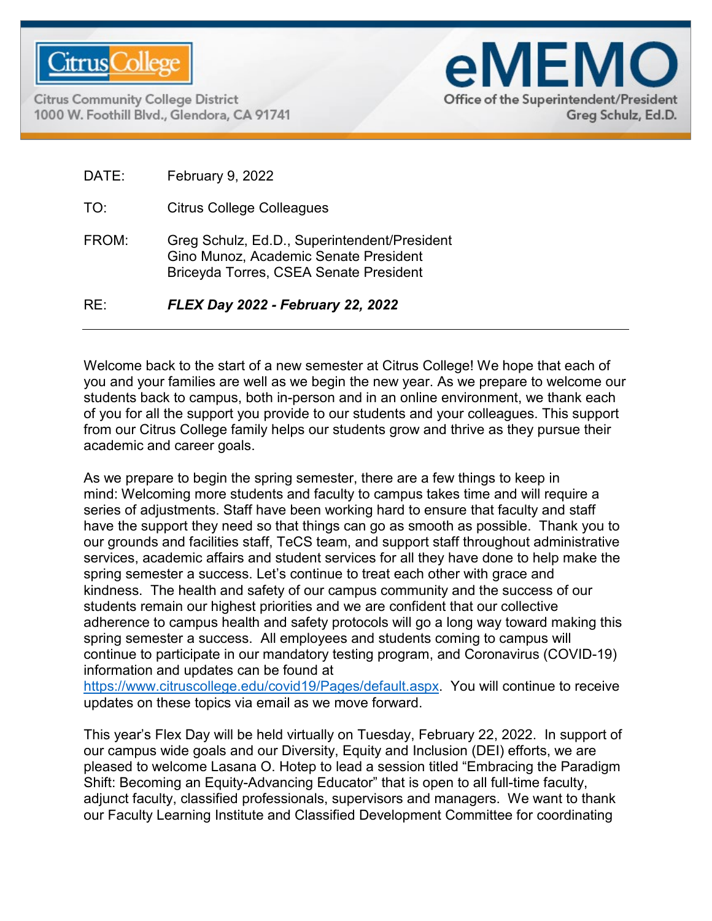Citrus College

Citrus Community College District
1000 W. Foothill Blvd., Glendora, CA 91741

# eMEMO

Office of the Superintendent/President
Greg Schulz, Ed.D.

DATE: February 9, 2022

TO: Citrus College Colleagues

FROM: Greg Schulz, Ed.D., Superintendent/President
Gino Munoz, Academic Senate President
Briceyda Torres, CSEA Senate President

RE: ***FLEX Day 2022 - February 22, 2022***

---

Welcome back to the start of a new semester at Citrus College! We hope that each of you and your families are well as we begin the new year. As we prepare to welcome our students back to campus, both in-person and in an online environment, we thank each of you for all the support you provide to our students and your colleagues. This support from our Citrus College family helps our students grow and thrive as they pursue their academic and career goals.

As we prepare to begin the spring semester, there are a few things to keep in mind: Welcoming more students and faculty to campus takes time and will require a series of adjustments. Staff have been working hard to ensure that faculty and staff have the support they need so that things can go as smooth as possible. Thank you to our grounds and facilities staff, TeCS team, and support staff throughout administrative services, academic affairs and student services for all they have done to help make the spring semester a success. Let's continue to treat each other with grace and kindness. The health and safety of our campus community and the success of our students remain our highest priorities and we are confident that our collective adherence to campus health and safety protocols will go a long way toward making this spring semester a success. All employees and students coming to campus will continue to participate in our mandatory testing program, and Coronavirus (COVID-19) information and updates can be found at https://www.citruscollege.edu/covid19/Pages/default.aspx. You will continue to receive updates on these topics via email as we move forward.

This year's Flex Day will be held virtually on Tuesday, February 22, 2022. In support of our campus wide goals and our Diversity, Equity and Inclusion (DEI) efforts, we are pleased to welcome Lasana O. Hotep to lead a session titled "Embracing the Paradigm Shift: Becoming an Equity-Advancing Educator" that is open to all full-time faculty, adjunct faculty, classified professionals, supervisors and managers. We want to thank our Faculty Learning Institute and Classified Development Committee for coordinating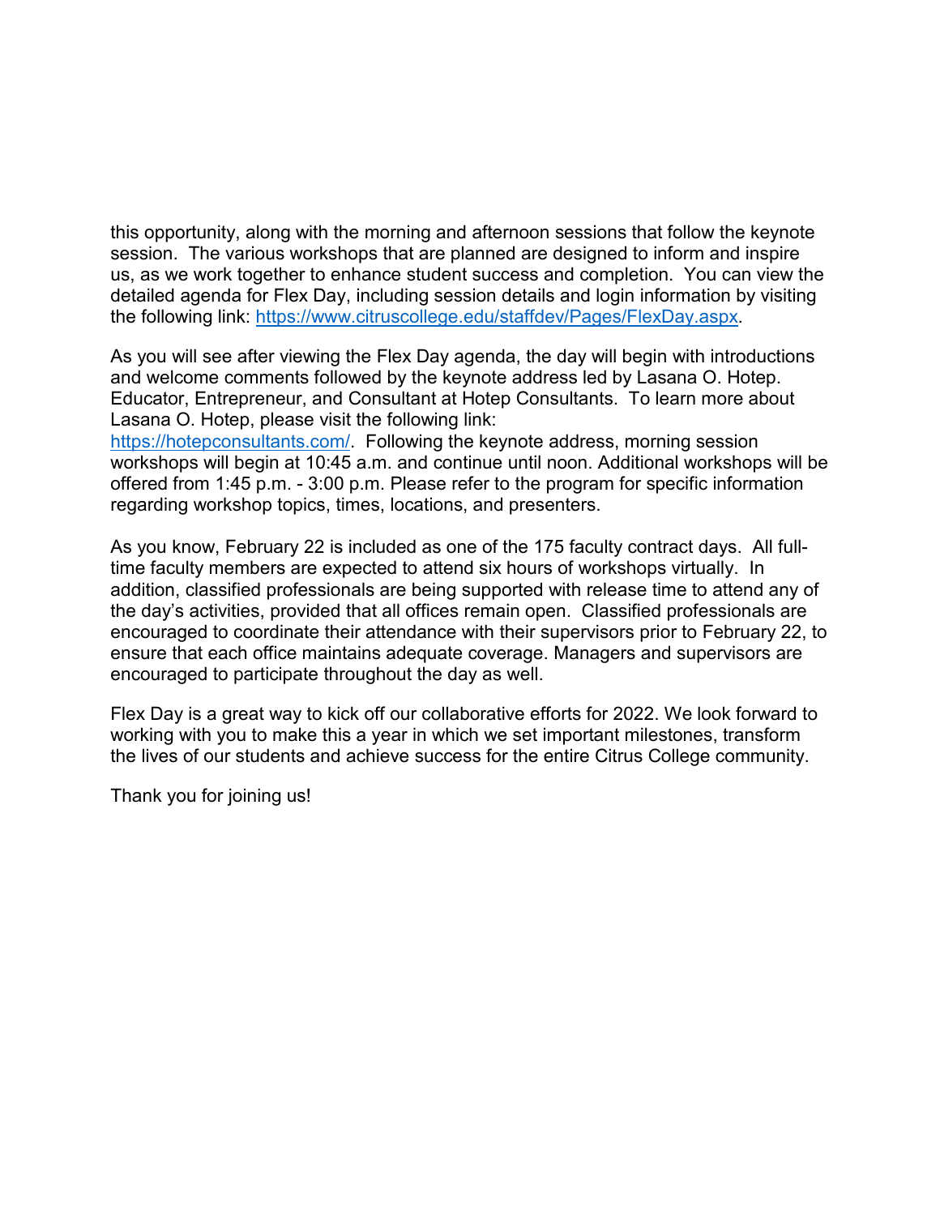this opportunity, along with the morning and afternoon sessions that follow the keynote session. The various workshops that are planned are designed to inform and inspire us, as we work together to enhance student success and completion. You can view the detailed agenda for Flex Day, including session details and login information by visiting the following link: [https://www.citruscollege.edu/staffdev/Pages/FlexDay.aspx](https://www.citruscollege.edu/staffdev/Pages/FlexDay.aspx).

As you will see after viewing the Flex Day agenda, the day will begin with introductions and welcome comments followed by the keynote address led by Lasana O. Hotep. Educator, Entrepreneur, and Consultant at Hotep Consultants. To learn more about Lasana O. Hotep, please visit the following link: [https://hotepconsultants.com/](https://hotepconsultants.com/). Following the keynote address, morning session workshops will begin at 10:45 a.m. and continue until noon. Additional workshops will be offered from 1:45 p.m. - 3:00 p.m. Please refer to the program for specific information regarding workshop topics, times, locations, and presenters.

As you know, February 22 is included as one of the 175 faculty contract days. All full-time faculty members are expected to attend six hours of workshops virtually. In addition, classified professionals are being supported with release time to attend any of the day's activities, provided that all offices remain open. Classified professionals are encouraged to coordinate their attendance with their supervisors prior to February 22, to ensure that each office maintains adequate coverage. Managers and supervisors are encouraged to participate throughout the day as well.

Flex Day is a great way to kick off our collaborative efforts for 2022. We look forward to working with you to make this a year in which we set important milestones, transform the lives of our students and achieve success for the entire Citrus College community.

Thank you for joining us!